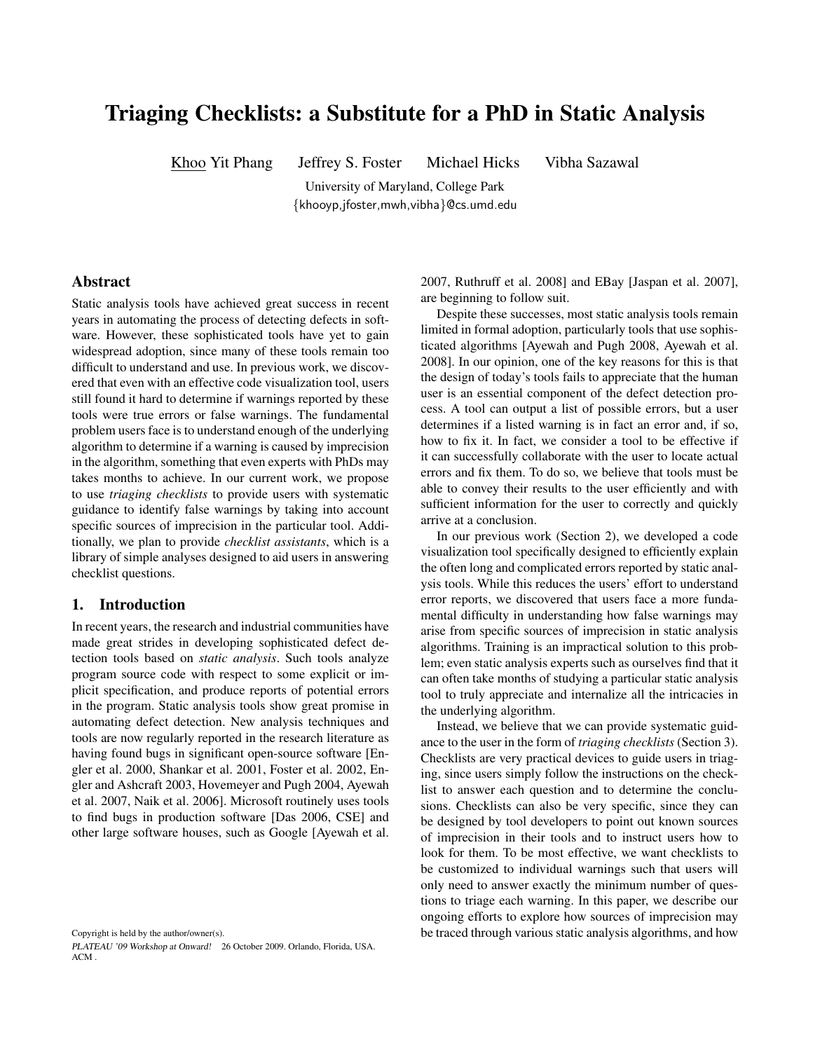# Triaging Checklists: a Substitute for a PhD in Static Analysis

Khoo Yit Phang   Jeffrey S. Foster   Michael Hicks   Vibha Sazawal

University of Maryland, College Park
{khooyp,jfoster,mwh,vibha}@cs.umd.edu

## Abstract

Static analysis tools have achieved great success in recent years in automating the process of detecting defects in software. However, these sophisticated tools have yet to gain widespread adoption, since many of these tools remain too difficult to understand and use. In previous work, we discovered that even with an effective code visualization tool, users still found it hard to determine if warnings reported by these tools were true errors or false warnings. The fundamental problem users face is to understand enough of the underlying algorithm to determine if a warning is caused by imprecision in the algorithm, something that even experts with PhDs may takes months to achieve. In our current work, we propose to use *triaging checklists* to provide users with systematic guidance to identify false warnings by taking into account specific sources of imprecision in the particular tool. Additionally, we plan to provide *checklist assistants*, which is a library of simple analyses designed to aid users in answering checklist questions.

## 1. Introduction

In recent years, the research and industrial communities have made great strides in developing sophisticated defect detection tools based on *static analysis*. Such tools analyze program source code with respect to some explicit or implicit specification, and produce reports of potential errors in the program. Static analysis tools show great promise in automating defect detection. New analysis techniques and tools are now regularly reported in the research literature as having found bugs in significant open-source software [Engler et al. 2000, Shankar et al. 2001, Foster et al. 2002, Engler and Ashcraft 2003, Hovemeyer and Pugh 2004, Ayewah et al. 2007, Naik et al. 2006]. Microsoft routinely uses tools to find bugs in production software [Das 2006, CSE] and other large software houses, such as Google [Ayewah et al. 2007, Ruthruff et al. 2008] and EBay [Jaspan et al. 2007], are beginning to follow suit.

Despite these successes, most static analysis tools remain limited in formal adoption, particularly tools that use sophisticated algorithms [Ayewah and Pugh 2008, Ayewah et al. 2008]. In our opinion, one of the key reasons for this is that the design of today's tools fails to appreciate that the human user is an essential component of the defect detection process. A tool can output a list of possible errors, but a user determines if a listed warning is in fact an error and, if so, how to fix it. In fact, we consider a tool to be effective if it can successfully collaborate with the user to locate actual errors and fix them. To do so, we believe that tools must be able to convey their results to the user efficiently and with sufficient information for the user to correctly and quickly arrive at a conclusion.

In our previous work (Section 2), we developed a code visualization tool specifically designed to efficiently explain the often long and complicated errors reported by static analysis tools. While this reduces the users' effort to understand error reports, we discovered that users face a more fundamental difficulty in understanding how false warnings may arise from specific sources of imprecision in static analysis algorithms. Training is an impractical solution to this problem; even static analysis experts such as ourselves find that it can often take months of studying a particular static analysis tool to truly appreciate and internalize all the intricacies in the underlying algorithm.

Instead, we believe that we can provide systematic guidance to the user in the form of *triaging checklists* (Section 3). Checklists are very practical devices to guide users in triaging, since users simply follow the instructions on the checklist to answer each question and to determine the conclusions. Checklists can also be very specific, since they can be designed by tool developers to point out known sources of imprecision in their tools and to instruct users how to look for them. To be most effective, we want checklists to be customized to individual warnings such that users will only need to answer exactly the minimum number of questions to triage each warning. In this paper, we describe our ongoing efforts to explore how sources of imprecision may be traced through various static analysis algorithms, and how

Copyright is held by the author/owner(s).
*PLATEAU '09 Workshop at Onward!* 26 October 2009. Orlando, Florida, USA. ACM .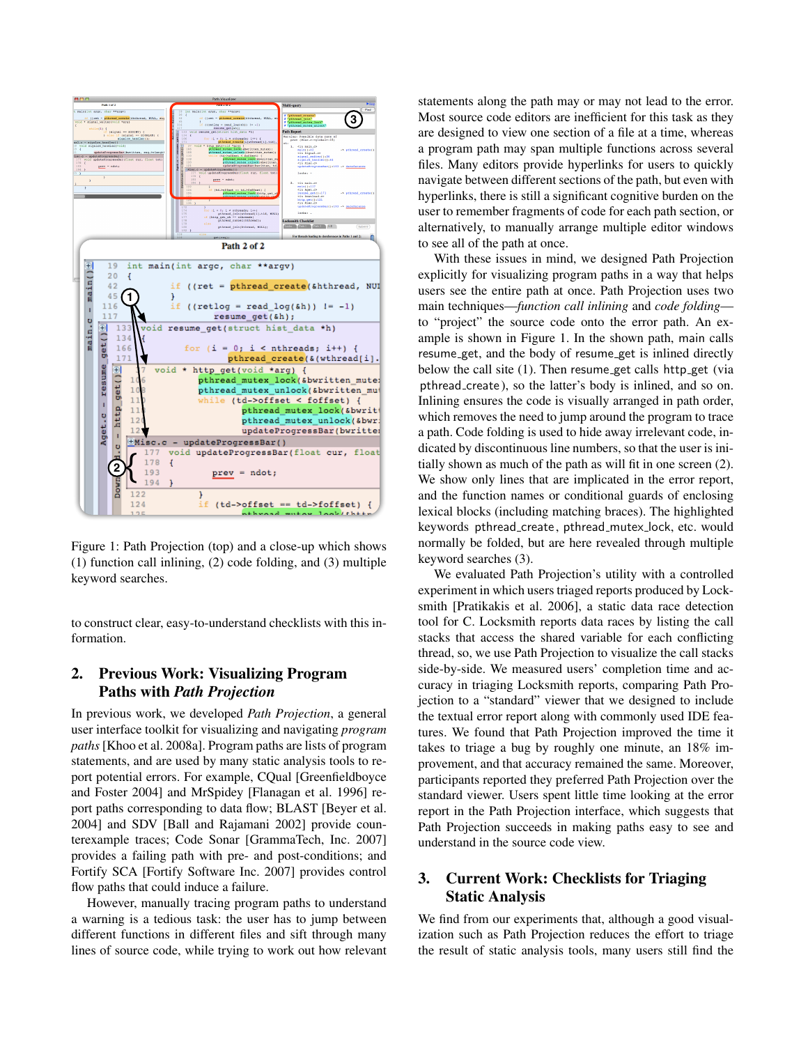Figure 1: Path Projection (top) and a close-up which shows (1) function call inlining, (2) code folding, and (3) multiple keyword searches.

to construct clear, easy-to-understand checklists with this information.

## 2. Previous Work: Visualizing Program Paths with *Path Projection*

In previous work, we developed *Path Projection*, a general user interface toolkit for visualizing and navigating *program paths* [Khoo et al. 2008a]. Program paths are lists of program statements, and are used by many static analysis tools to report potential errors. For example, CQual [Greenfieldboyce and Foster 2004] and MrSpidey [Flanagan et al. 1996] report paths corresponding to data flow; BLAST [Beyer et al. 2004] and SDV [Ball and Rajamani 2002] provide counterexample traces; Code Sonar [GrammaTech, Inc. 2007] provides a failing path with pre- and post-conditions; and Fortify SCA [Fortify Software Inc. 2007] provides control flow paths that could induce a failure.

However, manually tracing program paths to understand a warning is a tedious task: the user has to jump between different functions in different files and sift through many lines of source code, while trying to work out how relevant statements along the path may or may not lead to the error. Most source code editors are inefficient for this task as they are designed to view one section of a file at a time, whereas a program path may span multiple functions across several files. Many editors provide hyperlinks for users to quickly navigate between different sections of the path, but even with hyperlinks, there is still a significant cognitive burden on the user to remember fragments of code for each path section, or alternatively, to manually arrange multiple editor windows to see all of the path at once.

With these issues in mind, we designed Path Projection explicitly for visualizing program paths in a way that helps users see the entire path at once. Path Projection uses two main techniques—*function call inlining* and *code folding*—to "project" the source code onto the error path. An example is shown in Figure 1. In the shown path, main calls resume_get, and the body of resume_get is inlined directly below the call site (1). Then resume_get calls http_get (via pthread_create), so the latter's body is inlined, and so on. Inlining ensures the code is visually arranged in path order, which removes the need to jump around the program to trace a path. Code folding is used to hide away irrelevant code, indicated by discontinuous line numbers, so that the user is initially shown as much of the path as will fit in one screen (2). We show only lines that are implicated in the error report, and the function names or conditional guards of enclosing lexical blocks (including matching braces). The highlighted keywords pthread_create, pthread_mutex_lock, etc. would normally be folded, but are here revealed through multiple keyword searches (3).

We evaluated Path Projection's utility with a controlled experiment in which users triaged reports produced by Locksmith [Pratikakis et al. 2006], a static data race detection tool for C. Locksmith reports data races by listing the call stacks that access the shared variable for each conflicting thread, so, we use Path Projection to visualize the call stacks side-by-side. We measured users' completion time and accuracy in triaging Locksmith reports, comparing Path Projection to a "standard" viewer that we designed to include the textual error report along with commonly used IDE features. We found that Path Projection improved the time it takes to triage a bug by roughly one minute, an 18% improvement, and that accuracy remained the same. Moreover, participants reported they preferred Path Projection over the standard viewer. Users spent little time looking at the error report in the Path Projection interface, which suggests that Path Projection succeeds in making paths easy to see and understand in the source code view.

## 3. Current Work: Checklists for Triaging Static Analysis

We find from our experiments that, although a good visualization such as Path Projection reduces the effort to triage the result of static analysis tools, many users still find the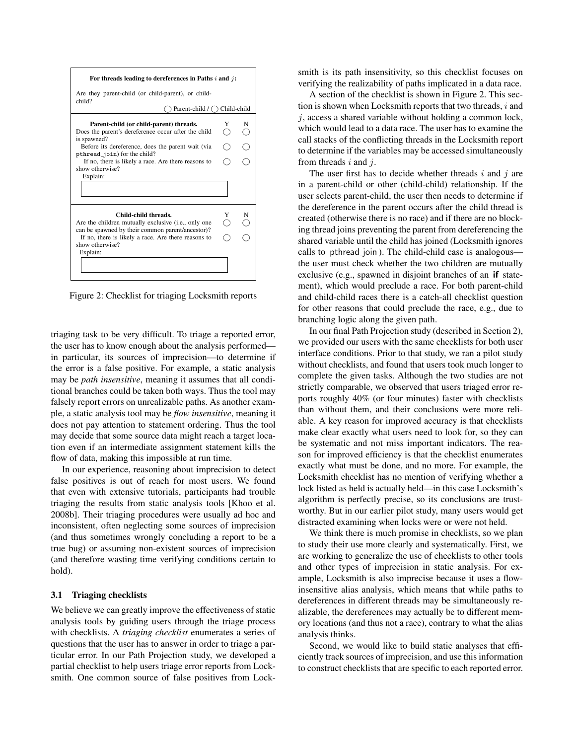**For threads leading to dereferences in Paths $i$ and $j$:**

Are they parent-child (or child-parent), or child-child?

◯ Parent-child / ◯ Child-child

| **Parent-child (or child-parent) threads.** | Y | N |
|---|---|---|
| Does the parent's dereference occur after the child is spawned? | ◯ | ◯ |
| Before its dereference, does the parent wait (via `pthread_join`) for the child? | ◯ | ◯ |
| If no, there is likely a race. Are there reasons to show otherwise? | ◯ | ◯ |

Explain:

| **Child-child threads.** | Y | N |
|---|---|---|
| Are the children mutually exclusive (i.e., only one can be spawned by their common parent/ancestor)? | ◯ | ◯ |
| If no, there is likely a race. Are there reasons to show otherwise? | ◯ | ◯ |

Explain:

Figure 2: Checklist for triaging Locksmith reports

triaging task to be very difficult. To triage a reported error, the user has to know enough about the analysis performed—in particular, its sources of imprecision—to determine if the error is a false positive. For example, a static analysis may be *path insensitive*, meaning it assumes that all conditional branches could be taken both ways. Thus the tool may falsely report errors on unrealizable paths. As another example, a static analysis tool may be *flow insensitive*, meaning it does not pay attention to statement ordering. Thus the tool may decide that some source data might reach a target location even if an intermediate assignment statement kills the flow of data, making this impossible at run time.

In our experience, reasoning about imprecision to detect false positives is out of reach for most users. We found that even with extensive tutorials, participants had trouble triaging the results from static analysis tools [Khoo et al. 2008b]. Their triaging procedures were usually ad hoc and inconsistent, often neglecting some sources of imprecision (and thus sometimes wrongly concluding a report to be a true bug) or assuming non-existent sources of imprecision (and therefore wasting time verifying conditions certain to hold).

### 3.1 Triaging checklists

We believe we can greatly improve the effectiveness of static analysis tools by guiding users through the triage process with checklists. A *triaging checklist* enumerates a series of questions that the user has to answer in order to triage a particular error. In our Path Projection study, we developed a partial checklist to help users triage error reports from Locksmith. One common source of false positives from Locksmith is its path insensitivity, so this checklist focuses on verifying the realizability of paths implicated in a data race.

A section of the checklist is shown in Figure 2. This section is shown when Locksmith reports that two threads, $i$ and $j$, access a shared variable without holding a common lock, which would lead to a data race. The user has to examine the call stacks of the conflicting threads in the Locksmith report to determine if the variables may be accessed simultaneously from threads $i$ and $j$.

The user first has to decide whether threads $i$ and $j$ are in a parent-child or other (child-child) relationship. If the user selects parent-child, the user then needs to determine if the dereference in the parent occurs after the child thread is created (otherwise there is no race) and if there are no blocking thread joins preventing the parent from dereferencing the shared variable until the child has joined (Locksmith ignores calls to `pthread_join`). The child-child case is analogous—the user must check whether the two children are mutually exclusive (e.g., spawned in disjoint branches of an **if** statement), which would preclude a race. For both parent-child and child-child races there is a catch-all checklist question for other reasons that could preclude the race, e.g., due to branching logic along the given path.

In our final Path Projection study (described in Section 2), we provided our users with the same checklists for both user interface conditions. Prior to that study, we ran a pilot study without checklists, and found that users took much longer to complete the given tasks. Although the two studies are not strictly comparable, we observed that users triaged error reports roughly 40% (or four minutes) faster with checklists than without them, and their conclusions were more reliable. A key reason for improved accuracy is that checklists make clear exactly what users need to look for, so they can be systematic and not miss important indicators. The reason for improved efficiency is that the checklist enumerates exactly what must be done, and no more. For example, the Locksmith checklist has no mention of verifying whether a lock listed as held is actually held—in this case Locksmith's algorithm is perfectly precise, so its conclusions are trustworthy. But in our earlier pilot study, many users would get distracted examining when locks were or were not held.

We think there is much promise in checklists, so we plan to study their use more clearly and systematically. First, we are working to generalize the use of checklists to other tools and other types of imprecision in static analysis. For example, Locksmith is also imprecise because it uses a flow-insensitive alias analysis, which means that while paths to dereferences in different threads may be simultaneously realizable, the dereferences may actually be to different memory locations (and thus not a race), contrary to what the alias analysis thinks.

Second, we would like to build static analyses that efficiently track sources of imprecision, and use this information to construct checklists that are specific to each reported error.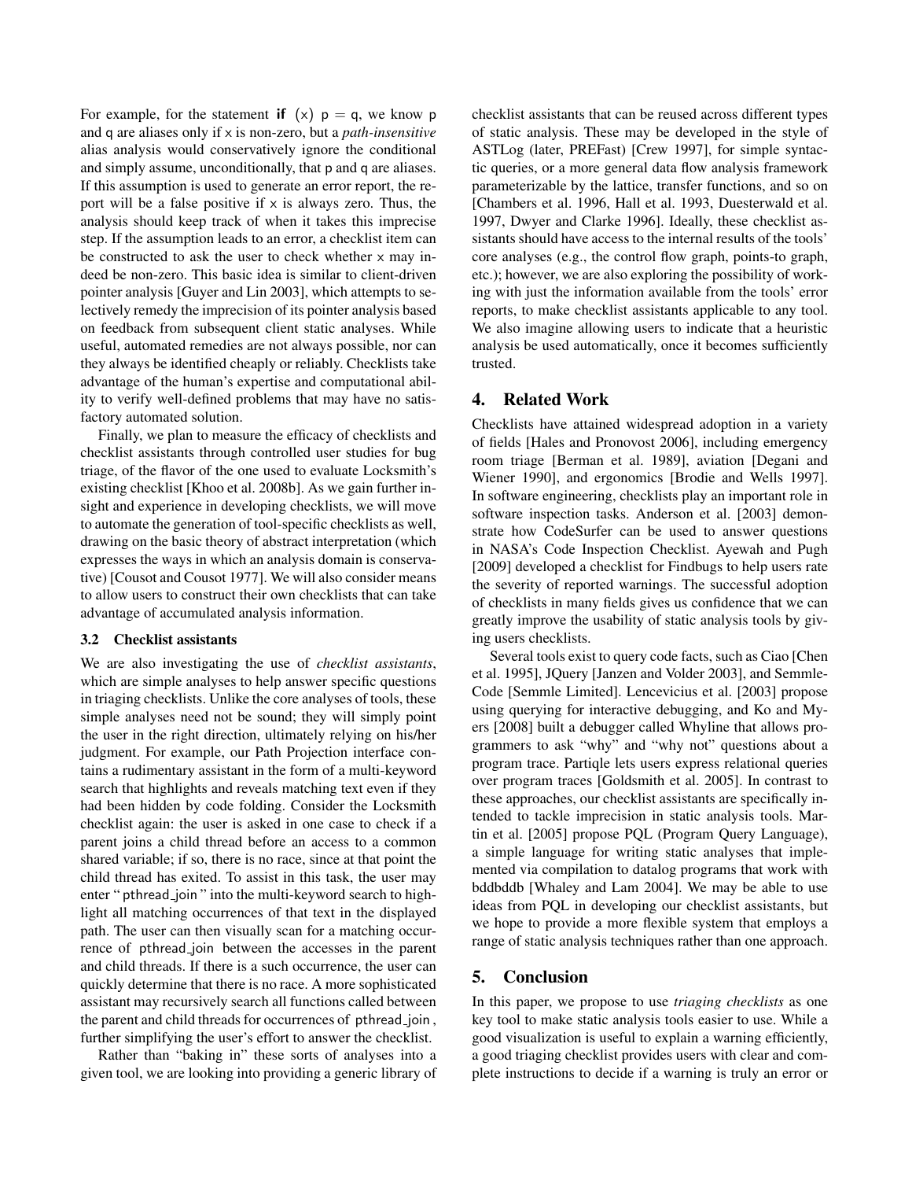For example, for the statement **if** (x) p = q, we know p and q are aliases only if x is non-zero, but a *path-insensitive* alias analysis would conservatively ignore the conditional and simply assume, unconditionally, that p and q are aliases. If this assumption is used to generate an error report, the report will be a false positive if x is always zero. Thus, the analysis should keep track of when it takes this imprecise step. If the assumption leads to an error, a checklist item can be constructed to ask the user to check whether x may indeed be non-zero. This basic idea is similar to client-driven pointer analysis [Guyer and Lin 2003], which attempts to selectively remedy the imprecision of its pointer analysis based on feedback from subsequent client static analyses. While useful, automated remedies are not always possible, nor can they always be identified cheaply or reliably. Checklists take advantage of the human's expertise and computational ability to verify well-defined problems that may have no satisfactory automated solution.

Finally, we plan to measure the efficacy of checklists and checklist assistants through controlled user studies for bug triage, of the flavor of the one used to evaluate Locksmith's existing checklist [Khoo et al. 2008b]. As we gain further insight and experience in developing checklists, we will move to automate the generation of tool-specific checklists as well, drawing on the basic theory of abstract interpretation (which expresses the ways in which an analysis domain is conservative) [Cousot and Cousot 1977]. We will also consider means to allow users to construct their own checklists that can take advantage of accumulated analysis information.

### 3.2 Checklist assistants

We are also investigating the use of *checklist assistants*, which are simple analyses to help answer specific questions in triaging checklists. Unlike the core analyses of tools, these simple analyses need not be sound; they will simply point the user in the right direction, ultimately relying on his/her judgment. For example, our Path Projection interface contains a rudimentary assistant in the form of a multi-keyword search that highlights and reveals matching text even if they had been hidden by code folding. Consider the Locksmith checklist again: the user is asked in one case to check if a parent joins a child thread before an access to a common shared variable; if so, there is no race, since at that point the child thread has exited. To assist in this task, the user may enter " pthread_join " into the multi-keyword search to highlight all matching occurrences of that text in the displayed path. The user can then visually scan for a matching occurrence of pthread_join between the accesses in the parent and child threads. If there is a such occurrence, the user can quickly determine that there is no race. A more sophisticated assistant may recursively search all functions called between the parent and child threads for occurrences of pthread_join, further simplifying the user's effort to answer the checklist.

Rather than "baking in" these sorts of analyses into a given tool, we are looking into providing a generic library of checklist assistants that can be reused across different types of static analysis. These may be developed in the style of ASTLog (later, PREFast) [Crew 1997], for simple syntactic queries, or a more general data flow analysis framework parameterizable by the lattice, transfer functions, and so on [Chambers et al. 1996, Hall et al. 1993, Duesterwald et al. 1997, Dwyer and Clarke 1996]. Ideally, these checklist assistants should have access to the internal results of the tools' core analyses (e.g., the control flow graph, points-to graph, etc.); however, we are also exploring the possibility of working with just the information available from the tools' error reports, to make checklist assistants applicable to any tool. We also imagine allowing users to indicate that a heuristic analysis be used automatically, once it becomes sufficiently trusted.

## 4. Related Work

Checklists have attained widespread adoption in a variety of fields [Hales and Pronovost 2006], including emergency room triage [Berman et al. 1989], aviation [Degani and Wiener 1990], and ergonomics [Brodie and Wells 1997]. In software engineering, checklists play an important role in software inspection tasks. Anderson et al. [2003] demonstrate how CodeSurfer can be used to answer questions in NASA's Code Inspection Checklist. Ayewah and Pugh [2009] developed a checklist for Findbugs to help users rate the severity of reported warnings. The successful adoption of checklists in many fields gives us confidence that we can greatly improve the usability of static analysis tools by giving users checklists.

Several tools exist to query code facts, such as Ciao [Chen et al. 1995], JQuery [Janzen and Volder 2003], and SemmleCode [Semmle Limited]. Lencevicius et al. [2003] propose using querying for interactive debugging, and Ko and Myers [2008] built a debugger called Whyline that allows programmers to ask "why" and "why not" questions about a program trace. Partiqle lets users express relational queries over program traces [Goldsmith et al. 2005]. In contrast to these approaches, our checklist assistants are specifically intended to tackle imprecision in static analysis tools. Martin et al. [2005] propose PQL (Program Query Language), a simple language for writing static analyses that implemented via compilation to datalog programs that work with bddbddb [Whaley and Lam 2004]. We may be able to use ideas from PQL in developing our checklist assistants, but we hope to provide a more flexible system that employs a range of static analysis techniques rather than one approach.

## 5. Conclusion

In this paper, we propose to use *triaging checklists* as one key tool to make static analysis tools easier to use. While a good visualization is useful to explain a warning efficiently, a good triaging checklist provides users with clear and complete instructions to decide if a warning is truly an error or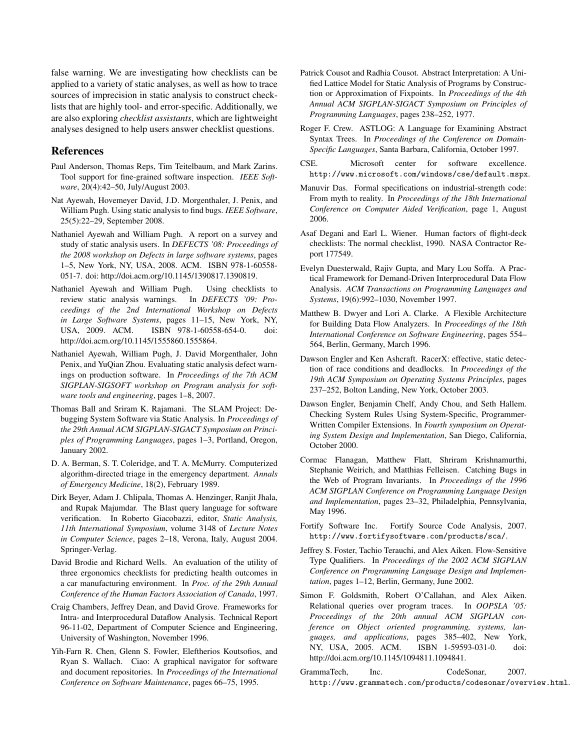false warning. We are investigating how checklists can be applied to a variety of static analyses, as well as how to trace sources of imprecision in static analysis to construct checklists that are highly tool- and error-specific. Additionally, we are also exploring *checklist assistants*, which are lightweight analyses designed to help users answer checklist questions.

## References

Paul Anderson, Thomas Reps, Tim Teitelbaum, and Mark Zarins. Tool support for fine-grained software inspection. *IEEE Software*, 20(4):42–50, July/August 2003.

Nat Ayewah, Hovemeyer David, J.D. Morgenthaler, J. Penix, and William Pugh. Using static analysis to find bugs. *IEEE Software*, 25(5):22–29, September 2008.

Nathaniel Ayewah and William Pugh. A report on a survey and study of static analysis users. In *DEFECTS '08: Proceedings of the 2008 workshop on Defects in large software systems*, pages 1–5, New York, NY, USA, 2008. ACM. ISBN 978-1-60558-051-7. doi: http://doi.acm.org/10.1145/1390817.1390819.

Nathaniel Ayewah and William Pugh. Using checklists to review static analysis warnings. In *DEFECTS '09: Proceedings of the 2nd International Workshop on Defects in Large Software Systems*, pages 11–15, New York, NY, USA, 2009. ACM. ISBN 978-1-60558-654-0. doi: http://doi.acm.org/10.1145/1555860.1555864.

Nathaniel Ayewah, William Pugh, J. David Morgenthaler, John Penix, and YuQian Zhou. Evaluating static analysis defect warnings on production software. In *Proceedings of the 7th ACM SIGPLAN-SIGSOFT workshop on Program analysis for software tools and engineering*, pages 1–8, 2007.

Thomas Ball and Sriram K. Rajamani. The SLAM Project: Debugging System Software via Static Analysis. In *Proceedings of the 29th Annual ACM SIGPLAN-SIGACT Symposium on Principles of Programming Languages*, pages 1–3, Portland, Oregon, January 2002.

D. A. Berman, S. T. Coleridge, and T. A. McMurry. Computerized algorithm-directed triage in the emergency department. *Annals of Emergency Medicine*, 18(2), February 1989.

Dirk Beyer, Adam J. Chlipala, Thomas A. Henzinger, Ranjit Jhala, and Rupak Majumdar. The Blast query language for software verification. In Roberto Giacobazzi, editor, *Static Analysis, 11th International Symposium*, volume 3148 of *Lecture Notes in Computer Science*, pages 2–18, Verona, Italy, August 2004. Springer-Verlag.

David Brodie and Richard Wells. An evaluation of the utility of three ergonomics checklists for predicting health outcomes in a car manufacturing environment. In *Proc. of the 29th Annual Conference of the Human Factors Association of Canada*, 1997.

Craig Chambers, Jeffrey Dean, and David Grove. Frameworks for Intra- and Interprocedural Dataflow Analysis. Technical Report 96-11-02, Department of Computer Science and Engineering, University of Washington, November 1996.

Yih-Farn R. Chen, Glenn S. Fowler, Eleftherios Koutsofios, and Ryan S. Wallach. Ciao: A graphical navigator for software and document repositories. In *Proceedings of the International Conference on Software Maintenance*, pages 66–75, 1995.

Patrick Cousot and Radhia Cousot. Abstract Interpretation: A Unified Lattice Model for Static Analysis of Programs by Construction or Approximation of Fixpoints. In *Proceedings of the 4th Annual ACM SIGPLAN-SIGACT Symposium on Principles of Programming Languages*, pages 238–252, 1977.

Roger F. Crew. ASTLOG: A Language for Examining Abstract Syntax Trees. In *Proceedings of the Conference on Domain-Specific Languages*, Santa Barbara, California, October 1997.

CSE. Microsoft center for software excellence. `http://www.microsoft.com/windows/cse/default.mspx`.

Manuvir Das. Formal specifications on industrial-strength code: From myth to reality. In *Proceedings of the 18th International Conference on Computer Aided Verification*, page 1, August 2006.

Asaf Degani and Earl L. Wiener. Human factors of flight-deck checklists: The normal checklist, 1990. NASA Contractor Report 177549.

Evelyn Duesterwald, Rajiv Gupta, and Mary Lou Soffa. A Practical Framework for Demand-Driven Interprocedural Data Flow Analysis. *ACM Transactions on Programming Languages and Systems*, 19(6):992–1030, November 1997.

Matthew B. Dwyer and Lori A. Clarke. A Flexible Architecture for Building Data Flow Analyzers. In *Proceedings of the 18th International Conference on Software Engineering*, pages 554–564, Berlin, Germany, March 1996.

Dawson Engler and Ken Ashcraft. RacerX: effective, static detection of race conditions and deadlocks. In *Proceedings of the 19th ACM Symposium on Operating Systems Principles*, pages 237–252, Bolton Landing, New York, October 2003.

Dawson Engler, Benjamin Chelf, Andy Chou, and Seth Hallem. Checking System Rules Using System-Specific, Programmer-Written Compiler Extensions. In *Fourth symposium on Operating System Design and Implementation*, San Diego, California, October 2000.

Cormac Flanagan, Matthew Flatt, Shriram Krishnamurthi, Stephanie Weirich, and Matthias Felleisen. Catching Bugs in the Web of Program Invariants. In *Proceedings of the 1996 ACM SIGPLAN Conference on Programming Language Design and Implementation*, pages 23–32, Philadelphia, Pennsylvania, May 1996.

Fortify Software Inc. Fortify Source Code Analysis, 2007. `http://www.fortifysoftware.com/products/sca/`.

Jeffrey S. Foster, Tachio Terauchi, and Alex Aiken. Flow-Sensitive Type Qualifiers. In *Proceedings of the 2002 ACM SIGPLAN Conference on Programming Language Design and Implementation*, pages 1–12, Berlin, Germany, June 2002.

Simon F. Goldsmith, Robert O'Callahan, and Alex Aiken. Relational queries over program traces. In *OOPSLA '05: Proceedings of the 20th annual ACM SIGPLAN conference on Object oriented programming, systems, languages, and applications*, pages 385–402, New York, NY, USA, 2005. ACM. ISBN 1-59593-031-0. doi: http://doi.acm.org/10.1145/1094811.1094841.

GrammaTech, Inc. CodeSonar, 2007. `http://www.grammatech.com/products/codesonar/overview.html`.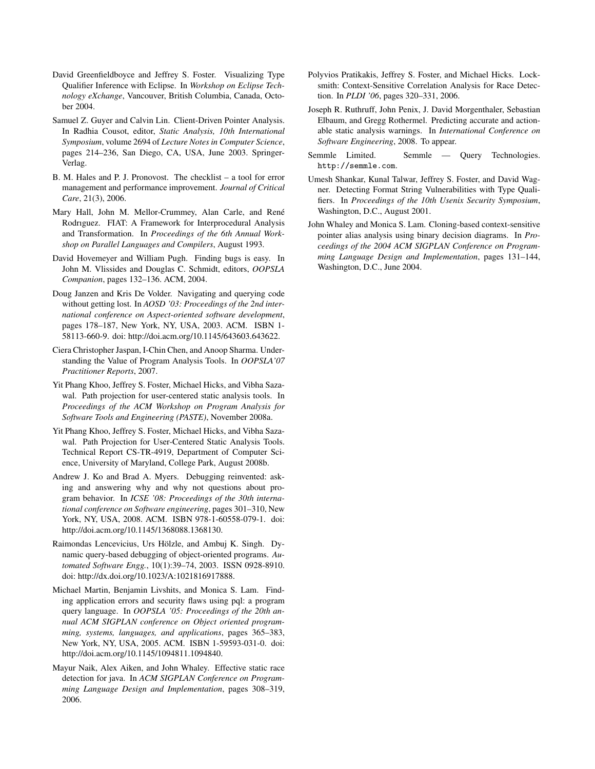David Greenfieldboyce and Jeffrey S. Foster. Visualizing Type Qualifier Inference with Eclipse. In *Workshop on Eclipse Technology eXchange*, Vancouver, British Columbia, Canada, October 2004.

Samuel Z. Guyer and Calvin Lin. Client-Driven Pointer Analysis. In Radhia Cousot, editor, *Static Analysis, 10th International Symposium*, volume 2694 of *Lecture Notes in Computer Science*, pages 214–236, San Diego, CA, USA, June 2003. Springer-Verlag.

B. M. Hales and P. J. Pronovost. The checklist – a tool for error management and performance improvement. *Journal of Critical Care*, 21(3), 2006.

Mary Hall, John M. Mellor-Crummey, Alan Carle, and René Rodrıguez. FIAT: A Framework for Interprocedural Analysis and Transformation. In *Proceedings of the 6th Annual Workshop on Parallel Languages and Compilers*, August 1993.

David Hovemeyer and William Pugh. Finding bugs is easy. In John M. Vlissides and Douglas C. Schmidt, editors, *OOPSLA Companion*, pages 132–136. ACM, 2004.

Doug Janzen and Kris De Volder. Navigating and querying code without getting lost. In *AOSD '03: Proceedings of the 2nd international conference on Aspect-oriented software development*, pages 178–187, New York, NY, USA, 2003. ACM. ISBN 1-58113-660-9. doi: http://doi.acm.org/10.1145/643603.643622.

Ciera Christopher Jaspan, I-Chin Chen, and Anoop Sharma. Understanding the Value of Program Analysis Tools. In *OOPSLA'07 Practitioner Reports*, 2007.

Yit Phang Khoo, Jeffrey S. Foster, Michael Hicks, and Vibha Sazawal. Path projection for user-centered static analysis tools. In *Proceedings of the ACM Workshop on Program Analysis for Software Tools and Engineering (PASTE)*, November 2008a.

Yit Phang Khoo, Jeffrey S. Foster, Michael Hicks, and Vibha Sazawal. Path Projection for User-Centered Static Analysis Tools. Technical Report CS-TR-4919, Department of Computer Science, University of Maryland, College Park, August 2008b.

Andrew J. Ko and Brad A. Myers. Debugging reinvented: asking and answering why and why not questions about program behavior. In *ICSE '08: Proceedings of the 30th international conference on Software engineering*, pages 301–310, New York, NY, USA, 2008. ACM. ISBN 978-1-60558-079-1. doi: http://doi.acm.org/10.1145/1368088.1368130.

Raimondas Lencevicius, Urs Hölzle, and Ambuj K. Singh. Dynamic query-based debugging of object-oriented programs. *Automated Software Engg.*, 10(1):39–74, 2003. ISSN 0928-8910. doi: http://dx.doi.org/10.1023/A:1021816917888.

Michael Martin, Benjamin Livshits, and Monica S. Lam. Finding application errors and security flaws using pql: a program query language. In *OOPSLA '05: Proceedings of the 20th annual ACM SIGPLAN conference on Object oriented programming, systems, languages, and applications*, pages 365–383, New York, NY, USA, 2005. ACM. ISBN 1-59593-031-0. doi: http://doi.acm.org/10.1145/1094811.1094840.

Mayur Naik, Alex Aiken, and John Whaley. Effective static race detection for java. In *ACM SIGPLAN Conference on Programming Language Design and Implementation*, pages 308–319, 2006.

Polyvios Pratikakis, Jeffrey S. Foster, and Michael Hicks. Locksmith: Context-Sensitive Correlation Analysis for Race Detection. In *PLDI '06*, pages 320–331, 2006.

Joseph R. Ruthruff, John Penix, J. David Morgenthaler, Sebastian Elbaum, and Gregg Rothermel. Predicting accurate and actionable static analysis warnings. In *International Conference on Software Engineering*, 2008. To appear.

Semmle Limited. Semmle — Query Technologies. `http://semmle.com`.

Umesh Shankar, Kunal Talwar, Jeffrey S. Foster, and David Wagner. Detecting Format String Vulnerabilities with Type Qualifiers. In *Proceedings of the 10th Usenix Security Symposium*, Washington, D.C., August 2001.

John Whaley and Monica S. Lam. Cloning-based context-sensitive pointer alias analysis using binary decision diagrams. In *Proceedings of the 2004 ACM SIGPLAN Conference on Programming Language Design and Implementation*, pages 131–144, Washington, D.C., June 2004.